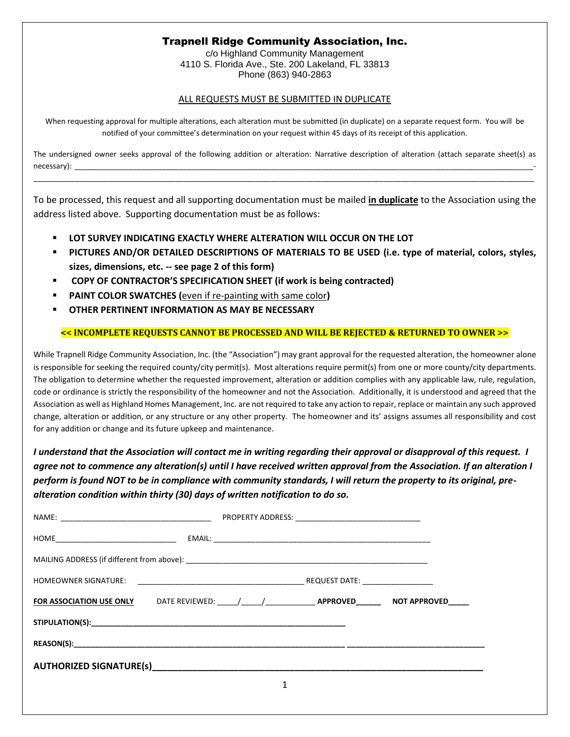# Trapnell Ridge Community Association, Inc.

c/o Highland Community Management
4110 S. Florida Ave., Ste. 200 Lakeland, FL 33813
Phone (863) 940-2863

<u>ALL REQUESTS MUST BE SUBMITTED IN DUPLICATE</u>

When requesting approval for multiple alterations, each alteration must be submitted (in duplicate) on a separate request form. You will be notified of your committee's determination on your request within 45 days of its receipt of this application.

The undersigned owner seeks approval of the following addition or alteration: Narrative description of alteration (attach separate sheet(s) as necessary): ______________________________________________________________________________-
______________________________________________________________________________

To be processed, this request and all supporting documentation must be mailed **<u>in duplicate</u>** to the Association using the address listed above. Supporting documentation must be as follows:

- **LOT SURVEY INDICATING EXACTLY WHERE ALTERATION WILL OCCUR ON THE LOT**
- **PICTURES AND/OR DETAILED DESCRIPTIONS OF MATERIALS TO BE USED (i.e. type of material, colors, styles, sizes, dimensions, etc. -- see page 2 of this form)**
- **COPY OF CONTRACTOR'S SPECIFICATION SHEET (if work is being contracted)**
- **PAINT COLOR SWATCHES (**<u>even if re-painting with same color</u>**)**
- **OTHER PERTINENT INFORMATION AS MAY BE NECESSARY**

**<< INCOMPLETE REQUESTS CANNOT BE PROCESSED AND WILL BE REJECTED & RETURNED TO OWNER >>**

While Trapnell Ridge Community Association, Inc. (the "Association") may grant approval for the requested alteration, the homeowner alone is responsible for seeking the required county/city permit(s). Most alterations require permit(s) from one or more county/city departments. The obligation to determine whether the requested improvement, alteration or addition complies with any applicable law, rule, regulation, code or ordinance is strictly the responsibility of the homeowner and not the Association. Additionally, it is understood and agreed that the Association as well as Highland Homes Management, Inc. are not required to take any action to repair, replace or maintain any such approved change, alteration or addition, or any structure or any other property. The homeowner and its' assigns assumes all responsibility and cost for any addition or change and its future upkeep and maintenance.

***I understand that the Association will contact me in writing regarding their approval or disapproval of this request. I agree not to commence any alteration(s) until I have received written approval from the Association. If an alteration I perform is found NOT to be in compliance with community standards, I will return the property to its original, pre-alteration condition within thirty (30) days of written notification to do so.***

NAME: ______________________________ PROPERTY ADDRESS: ______________________________

HOME______________________________ EMAIL: ______________________________

MAILING ADDRESS (if different from above): ______________________________

HOMEOWNER SIGNATURE: ______________________________ REQUEST DATE: ________________

**<u>FOR ASSOCIATION USE ONLY</u>** DATE REVIEWED: _____/_____/___________ **APPROVED______** **NOT APPROVED_____**

**STIPULATION(S):______________________________**

**REASON(S):______________________________ ______________________________**

**AUTHORIZED SIGNATURE(s)______________________________**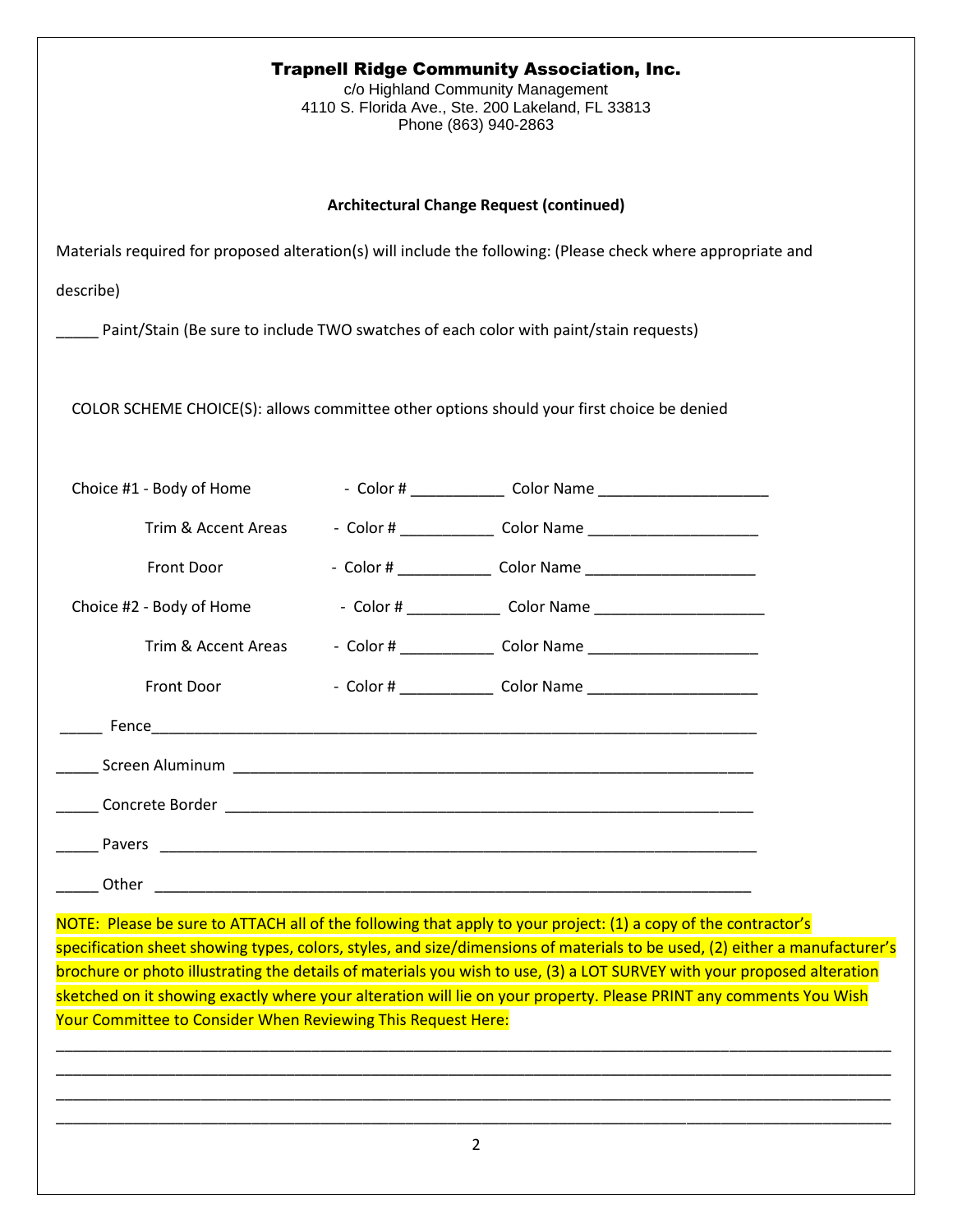**Trapnell Ridge Community Association, Inc.**

c/o Highland Community Management
4110 S. Florida Ave., Ste. 200 Lakeland, FL 33813
Phone (863) 940-2863

**Architectural Change Request (continued)**

Materials required for proposed alteration(s) will include the following: (Please check where appropriate and describe)

_____ Paint/Stain (Be sure to include TWO swatches of each color with paint/stain requests)

COLOR SCHEME CHOICE(S): allows committee other options should your first choice be denied

| | | | |
|---|---|---|---|
| Choice #1 - Body of Home | - Color # ___________ | Color Name ____________________ |
| Trim & Accent Areas | - Color # ___________ | Color Name ____________________ |
| Front Door | - Color # ___________ | Color Name ____________________ |
| Choice #2 - Body of Home | - Color # ___________ | Color Name ____________________ |
| Trim & Accent Areas | - Color # ___________ | Color Name ____________________ |
| Front Door | - Color # ___________ | Color Name ____________________ |

_____ Fence___________________________________________________________________________

_____ Screen Aluminum _________________________________________________________________

_____ Concrete Border _________________________________________________________________

_____ Pavers _________________________________________________________________________

_____ Other __________________________________________________________________________

NOTE: Please be sure to ATTACH all of the following that apply to your project: (1) a copy of the contractor's specification sheet showing types, colors, styles, and size/dimensions of materials to be used, (2) either a manufacturer's brochure or photo illustrating the details of materials you wish to use, (3) a LOT SURVEY with your proposed alteration sketched on it showing exactly where your alteration will lie on your property. Please PRINT any comments You Wish Your Committee to Consider When Reviewing This Request Here:

______________________________________________________________________________________

______________________________________________________________________________________

______________________________________________________________________________________

______________________________________________________________________________________